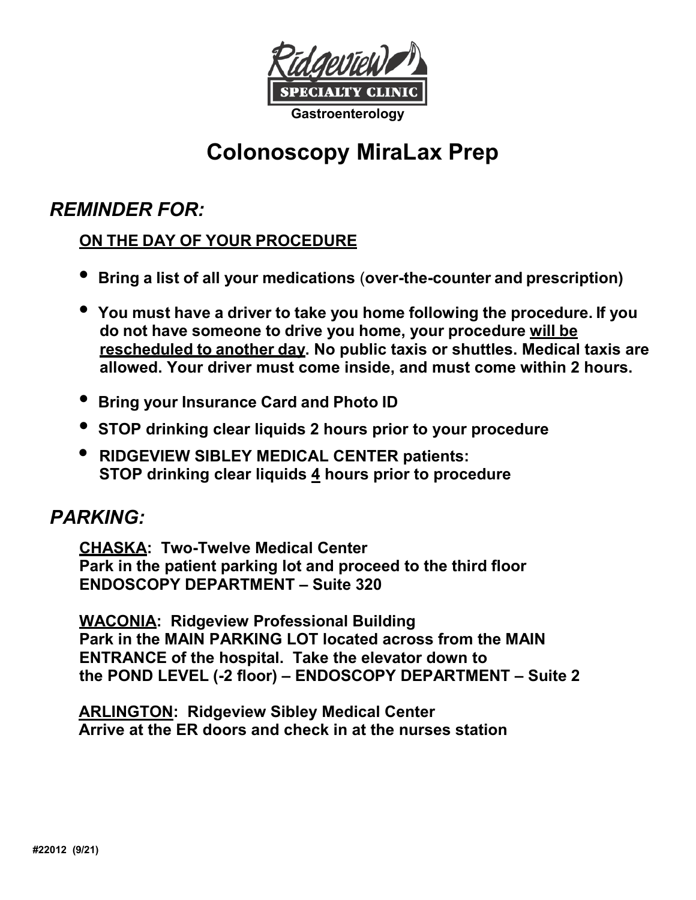Ridgeview
**SPECIALTY CLINIC**
**Gastroenterology**

# Colonoscopy MiraLax Prep

## *REMINDER FOR:*

**<u>ON THE DAY OF YOUR PROCEDURE</u>**

- **Bring a list of all your medications (over-the-counter and prescription)**
- **You must have a driver to take you home following the procedure. If you do not have someone to drive you home, your procedure <u>will be rescheduled to another day</u>. No public taxis or shuttles. Medical taxis are allowed. Your driver must come inside, and must come within 2 hours.**
- **Bring your Insurance Card and Photo ID**
- **STOP drinking clear liquids 2 hours prior to your procedure**
- **RIDGEVIEW SIBLEY MEDICAL CENTER patients: STOP drinking clear liquids <u>4</u> hours prior to procedure**

## *PARKING:*

**<u>CHASKA</u>: Two-Twelve Medical Center**
**Park in the patient parking lot and proceed to the third floor ENDOSCOPY DEPARTMENT – Suite 320**

**<u>WACONIA</u>: Ridgeview Professional Building**
**Park in the MAIN PARKING LOT located across from the MAIN ENTRANCE of the hospital. Take the elevator down to the POND LEVEL (-2 floor) – ENDOSCOPY DEPARTMENT – Suite 2**

**<u>ARLINGTON</u>: Ridgeview Sibley Medical Center**
**Arrive at the ER doors and check in at the nurses station**

**#22012 (9/21)**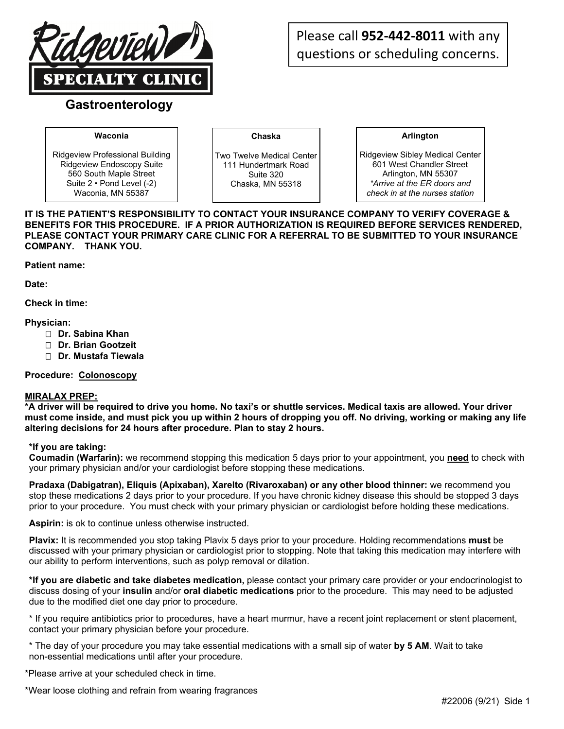**Ridgeview SPECIALTY CLINIC**

Please call **952-442-8011** with any questions or scheduling concerns.

## Gastroenterology

| Waconia | Chaska | Arlington |
| --- | --- | --- |
| Ridgeview Professional Building<br>Ridgeview Endoscopy Suite<br>560 South Maple Street<br>Suite 2 • Pond Level (-2)<br>Waconia, MN 55387 | Two Twelve Medical Center<br>111 Hundertmark Road<br>Suite 320<br>Chaska, MN 55318 | Ridgeview Sibley Medical Center<br>601 West Chandler Street<br>Arlington, MN 55307<br>*\*Arrive at the ER doors and check in at the nurses station* |

**IT IS THE PATIENT'S RESPONSIBILITY TO CONTACT YOUR INSURANCE COMPANY TO VERIFY COVERAGE & BENEFITS FOR THIS PROCEDURE. IF A PRIOR AUTHORIZATION IS REQUIRED BEFORE SERVICES RENDERED, PLEASE CONTACT YOUR PRIMARY CARE CLINIC FOR A REFERRAL TO BE SUBMITTED TO YOUR INSURANCE COMPANY. THANK YOU.**

**Patient name:**

**Date:**

**Check in time:**

**Physician:**

- ☐ **Dr. Sabina Khan**
- ☐ **Dr. Brian Gootzeit**
- ☐ **Dr. Mustafa Tiewala**

**Procedure: Colonoscopy**

**MIRALAX PREP:**

**\*A driver will be required to drive you home. No taxi's or shuttle services. Medical taxis are allowed. Your driver must come inside, and must pick you up within 2 hours of dropping you off. No driving, working or making any life altering decisions for 24 hours after procedure. Plan to stay 2 hours.**

**\*If you are taking:**

**Coumadin (Warfarin):** we recommend stopping this medication 5 days prior to your appointment, you **need** to check with your primary physician and/or your cardiologist before stopping these medications.

**Pradaxa (Dabigatran), Eliquis (Apixaban), Xarelto (Rivaroxaban) or any other blood thinner:** we recommend you stop these medications 2 days prior to your procedure. If you have chronic kidney disease this should be stopped 3 days prior to your procedure. You must check with your primary physician or cardiologist before holding these medications.

**Aspirin:** is ok to continue unless otherwise instructed.

**Plavix:** It is recommended you stop taking Plavix 5 days prior to your procedure. Holding recommendations **must** be discussed with your primary physician or cardiologist prior to stopping. Note that taking this medication may interfere with our ability to perform interventions, such as polyp removal or dilation.

**\*If you are diabetic and take diabetes medication,** please contact your primary care provider or your endocrinologist to discuss dosing of your **insulin** and/or **oral diabetic medications** prior to the procedure. This may need to be adjusted due to the modified diet one day prior to procedure.

\* If you require antibiotics prior to procedures, have a heart murmur, have a recent joint replacement or stent placement, contact your primary physician before your procedure.

\* The day of your procedure you may take essential medications with a small sip of water **by 5 AM**. Wait to take non-essential medications until after your procedure.

\*Please arrive at your scheduled check in time.

\*Wear loose clothing and refrain from wearing fragrances

#22006 (9/21) Side 1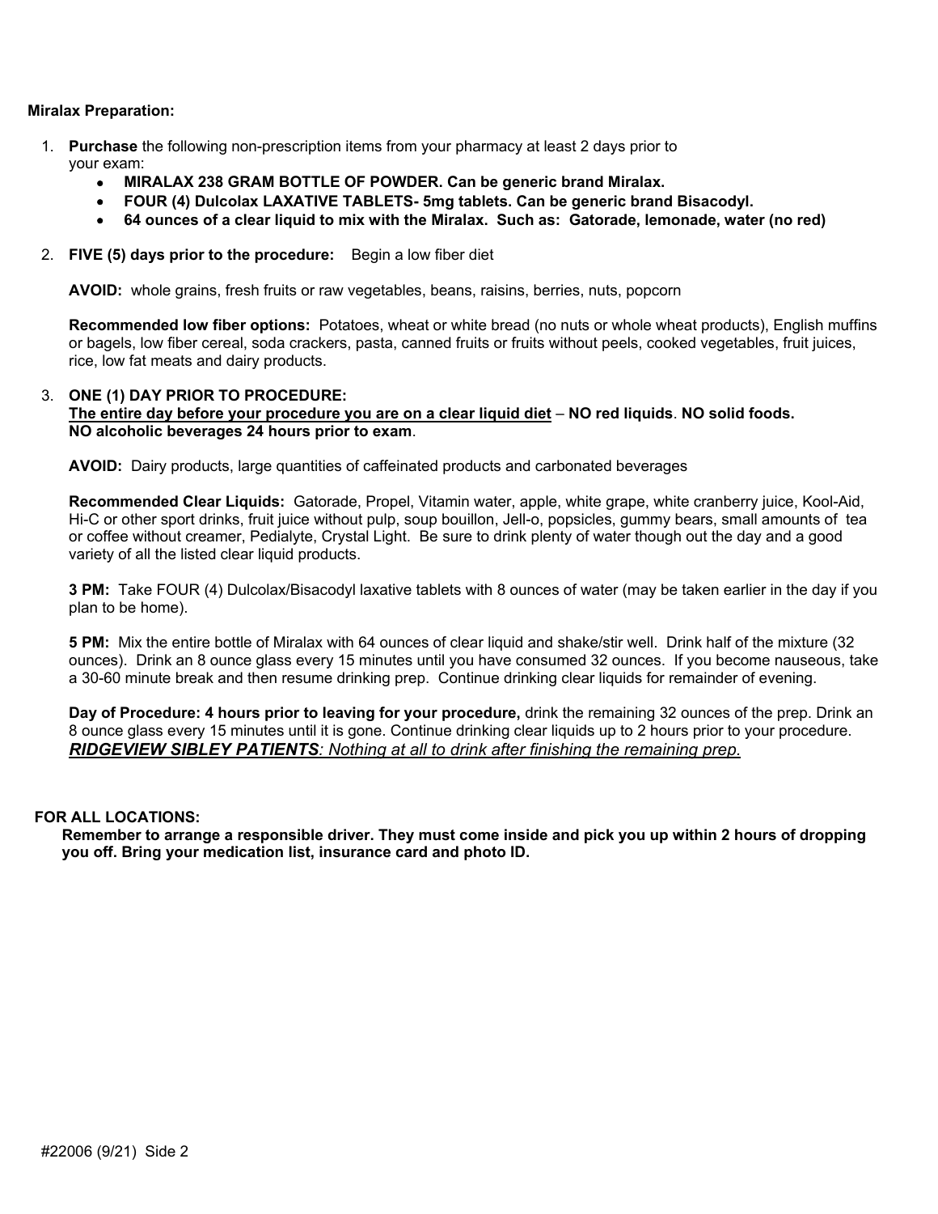**Miralax Preparation:**

1. **Purchase** the following non-prescription items from your pharmacy at least 2 days prior to your exam:
   - **MIRALAX 238 GRAM BOTTLE OF POWDER. Can be generic brand Miralax.**
   - **FOUR (4) Dulcolax LAXATIVE TABLETS- 5mg tablets. Can be generic brand Bisacodyl.**
   - **64 ounces of a clear liquid to mix with the Miralax. Such as: Gatorade, lemonade, water (no red)**

2. **FIVE (5) days prior to the procedure:** Begin a low fiber diet

   **AVOID:** whole grains, fresh fruits or raw vegetables, beans, raisins, berries, nuts, popcorn

   **Recommended low fiber options:** Potatoes, wheat or white bread (no nuts or whole wheat products), English muffins or bagels, low fiber cereal, soda crackers, pasta, canned fruits or fruits without peels, cooked vegetables, fruit juices, rice, low fat meats and dairy products.

3. **ONE (1) DAY PRIOR TO PROCEDURE:**
   **<u>The entire day before your procedure you are on a clear liquid diet</u>** – **NO red liquids**. **NO solid foods.**
   **NO alcoholic beverages 24 hours prior to exam**.

   **AVOID:** Dairy products, large quantities of caffeinated products and carbonated beverages

   **Recommended Clear Liquids:** Gatorade, Propel, Vitamin water, apple, white grape, white cranberry juice, Kool-Aid, Hi-C or other sport drinks, fruit juice without pulp, soup bouillon, Jell-o, popsicles, gummy bears, small amounts of tea or coffee without creamer, Pedialyte, Crystal Light. Be sure to drink plenty of water though out the day and a good variety of all the listed clear liquid products.

   **3 PM:** Take FOUR (4) Dulcolax/Bisacodyl laxative tablets with 8 ounces of water (may be taken earlier in the day if you plan to be home).

   **5 PM:** Mix the entire bottle of Miralax with 64 ounces of clear liquid and shake/stir well. Drink half of the mixture (32 ounces). Drink an 8 ounce glass every 15 minutes until you have consumed 32 ounces. If you become nauseous, take a 30-60 minute break and then resume drinking prep. Continue drinking clear liquids for remainder of evening.

   **Day of Procedure: 4 hours prior to leaving for your procedure,** drink the remaining 32 ounces of the prep. Drink an 8 ounce glass every 15 minutes until it is gone. Continue drinking clear liquids up to 2 hours prior to your procedure.
   ***<u>RIDGEVIEW SIBLEY PATIENTS</u>**: <u>Nothing at all to drink after finishing the remaining prep.</u>*

**FOR ALL LOCATIONS:**
**Remember to arrange a responsible driver. They must come inside and pick you up within 2 hours of dropping you off. Bring your medication list, insurance card and photo ID.**

#22006 (9/21) Side 2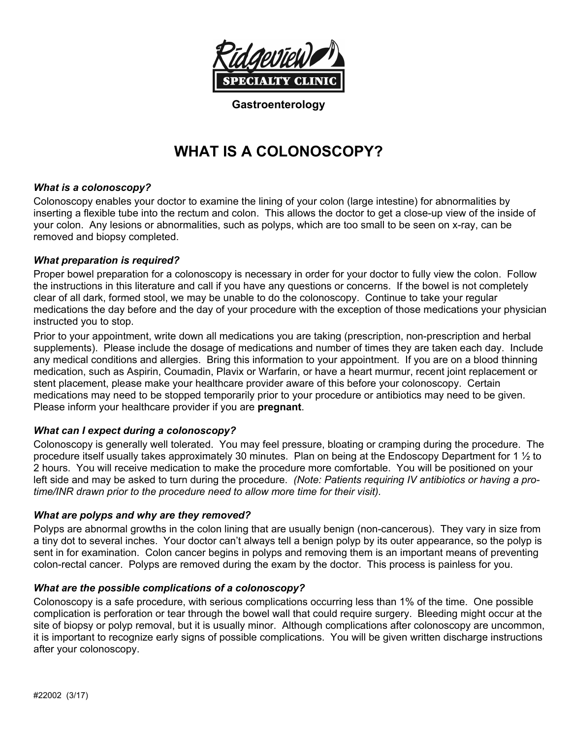Ridgeview
SPECIALTY CLINIC

**Gastroenterology**

# WHAT IS A COLONOSCOPY?

***What is a colonoscopy?***

Colonoscopy enables your doctor to examine the lining of your colon (large intestine) for abnormalities by inserting a flexible tube into the rectum and colon. This allows the doctor to get a close-up view of the inside of your colon. Any lesions or abnormalities, such as polyps, which are too small to be seen on x-ray, can be removed and biopsy completed.

***What preparation is required?***

Proper bowel preparation for a colonoscopy is necessary in order for your doctor to fully view the colon. Follow the instructions in this literature and call if you have any questions or concerns. If the bowel is not completely clear of all dark, formed stool, we may be unable to do the colonoscopy. Continue to take your regular medications the day before and the day of your procedure with the exception of those medications your physician instructed you to stop.

Prior to your appointment, write down all medications you are taking (prescription, non-prescription and herbal supplements). Please include the dosage of medications and number of times they are taken each day. Include any medical conditions and allergies. Bring this information to your appointment. If you are on a blood thinning medication, such as Aspirin, Coumadin, Plavix or Warfarin, or have a heart murmur, recent joint replacement or stent placement, please make your healthcare provider aware of this before your colonoscopy. Certain medications may need to be stopped temporarily prior to your procedure or antibiotics may need to be given. Please inform your healthcare provider if you are **pregnant**.

***What can I expect during a colonoscopy?***

Colonoscopy is generally well tolerated. You may feel pressure, bloating or cramping during the procedure. The procedure itself usually takes approximately 30 minutes. Plan on being at the Endoscopy Department for 1 ½ to 2 hours. You will receive medication to make the procedure more comfortable. You will be positioned on your left side and may be asked to turn during the procedure. *(Note: Patients requiring IV antibiotics or having a pro-time/INR drawn prior to the procedure need to allow more time for their visit).*

***What are polyps and why are they removed?***

Polyps are abnormal growths in the colon lining that are usually benign (non-cancerous). They vary in size from a tiny dot to several inches. Your doctor can't always tell a benign polyp by its outer appearance, so the polyp is sent in for examination. Colon cancer begins in polyps and removing them is an important means of preventing colon-rectal cancer. Polyps are removed during the exam by the doctor. This process is painless for you.

***What are the possible complications of a colonoscopy?***

Colonoscopy is a safe procedure, with serious complications occurring less than 1% of the time. One possible complication is perforation or tear through the bowel wall that could require surgery. Bleeding might occur at the site of biopsy or polyp removal, but it is usually minor. Although complications after colonoscopy are uncommon, it is important to recognize early signs of possible complications. You will be given written discharge instructions after your colonoscopy.

#22002 (3/17)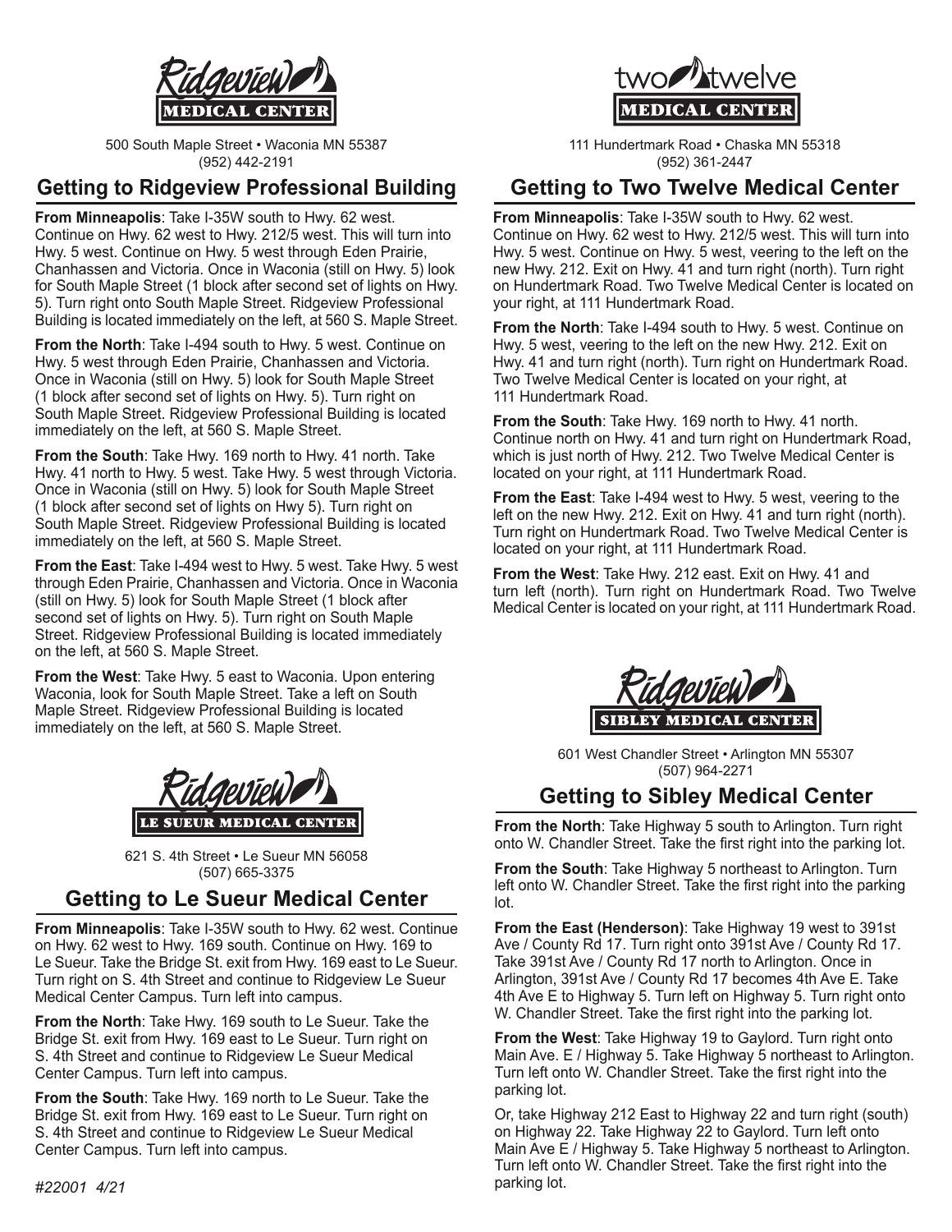**Ridgeview MEDICAL CENTER**

500 South Maple Street • Waconia MN 55387
(952) 442-2191

## Getting to Ridgeview Professional Building

**From Minneapolis**: Take I-35W south to Hwy. 62 west. Continue on Hwy. 62 west to Hwy. 212/5 west. This will turn into Hwy. 5 west. Continue on Hwy. 5 west through Eden Prairie, Chanhassen and Victoria. Once in Waconia (still on Hwy. 5) look for South Maple Street (1 block after second set of lights on Hwy. 5). Turn right onto South Maple Street. Ridgeview Professional Building is located immediately on the left, at 560 S. Maple Street.

**From the North**: Take I-494 south to Hwy. 5 west. Continue on Hwy. 5 west through Eden Prairie, Chanhassen and Victoria. Once in Waconia (still on Hwy. 5) look for South Maple Street (1 block after second set of lights on Hwy. 5). Turn right on South Maple Street. Ridgeview Professional Building is located immediately on the left, at 560 S. Maple Street.

**From the South**: Take Hwy. 169 north to Hwy. 41 north. Take Hwy. 41 north to Hwy. 5 west. Take Hwy. 5 west through Victoria. Once in Waconia (still on Hwy. 5) look for South Maple Street (1 block after second set of lights on Hwy 5). Turn right on South Maple Street. Ridgeview Professional Building is located immediately on the left, at 560 S. Maple Street.

**From the East**: Take I-494 west to Hwy. 5 west. Take Hwy. 5 west through Eden Prairie, Chanhassen and Victoria. Once in Waconia (still on Hwy. 5) look for South Maple Street (1 block after second set of lights on Hwy. 5). Turn right on South Maple Street. Ridgeview Professional Building is located immediately on the left, at 560 S. Maple Street.

**From the West**: Take Hwy. 5 east to Waconia. Upon entering Waconia, look for South Maple Street. Take a left on South Maple Street. Ridgeview Professional Building is located immediately on the left, at 560 S. Maple Street.

**Ridgeview LE SUEUR MEDICAL CENTER**

621 S. 4th Street • Le Sueur MN 56058
(507) 665-3375

## Getting to Le Sueur Medical Center

**From Minneapolis**: Take I-35W south to Hwy. 62 west. Continue on Hwy. 62 west to Hwy. 169 south. Continue on Hwy. 169 to Le Sueur. Take the Bridge St. exit from Hwy. 169 east to Le Sueur. Turn right on S. 4th Street and continue to Ridgeview Le Sueur Medical Center Campus. Turn left into campus.

**From the North**: Take Hwy. 169 south to Le Sueur. Take the Bridge St. exit from Hwy. 169 east to Le Sueur. Turn right on S. 4th Street and continue to Ridgeview Le Sueur Medical Center Campus. Turn left into campus.

**From the South**: Take Hwy. 169 north to Le Sueur. Take the Bridge St. exit from Hwy. 169 east to Le Sueur. Turn right on S. 4th Street and continue to Ridgeview Le Sueur Medical Center Campus. Turn left into campus.

*#22001 4/21*

**two twelve MEDICAL CENTER**

111 Hundertmark Road • Chaska MN 55318
(952) 361-2447

## Getting to Two Twelve Medical Center

**From Minneapolis**: Take I-35W south to Hwy. 62 west. Continue on Hwy. 62 west to Hwy. 212/5 west. This will turn into Hwy. 5 west. Continue on Hwy. 5 west, veering to the left on the new Hwy. 212. Exit on Hwy. 41 and turn right (north). Turn right on Hundertmark Road. Two Twelve Medical Center is located on your right, at 111 Hundertmark Road.

**From the North**: Take I-494 south to Hwy. 5 west. Continue on Hwy. 5 west, veering to the left on the new Hwy. 212. Exit on Hwy. 41 and turn right (north). Turn right on Hundertmark Road. Two Twelve Medical Center is located on your right, at 111 Hundertmark Road.

**From the South**: Take Hwy. 169 north to Hwy. 41 north. Continue north on Hwy. 41 and turn right on Hundertmark Road, which is just north of Hwy. 212. Two Twelve Medical Center is located on your right, at 111 Hundertmark Road.

**From the East**: Take I-494 west to Hwy. 5 west, veering to the left on the new Hwy. 212. Exit on Hwy. 41 and turn right (north). Turn right on Hundertmark Road. Two Twelve Medical Center is located on your right, at 111 Hundertmark Road.

**From the West**: Take Hwy. 212 east. Exit on Hwy. 41 and turn left (north). Turn right on Hundertmark Road. Two Twelve Medical Center is located on your right, at 111 Hundertmark Road.

**Ridgeview SIBLEY MEDICAL CENTER**

601 West Chandler Street • Arlington MN 55307
(507) 964-2271

## Getting to Sibley Medical Center

**From the North**: Take Highway 5 south to Arlington. Turn right onto W. Chandler Street. Take the first right into the parking lot.

**From the South**: Take Highway 5 northeast to Arlington. Turn left onto W. Chandler Street. Take the first right into the parking lot.

**From the East (Henderson)**: Take Highway 19 west to 391st Ave / County Rd 17. Turn right onto 391st Ave / County Rd 17. Take 391st Ave / County Rd 17 north to Arlington. Once in Arlington, 391st Ave / County Rd 17 becomes 4th Ave E. Take 4th Ave E to Highway 5. Turn left on Highway 5. Turn right onto W. Chandler Street. Take the first right into the parking lot.

**From the West**: Take Highway 19 to Gaylord. Turn right onto Main Ave. E / Highway 5. Take Highway 5 northeast to Arlington. Turn left onto W. Chandler Street. Take the first right into the parking lot.

Or, take Highway 212 East to Highway 22 and turn right (south) on Highway 22. Take Highway 22 to Gaylord. Turn left onto Main Ave E / Highway 5. Take Highway 5 northeast to Arlington. Turn left onto W. Chandler Street. Take the first right into the parking lot.